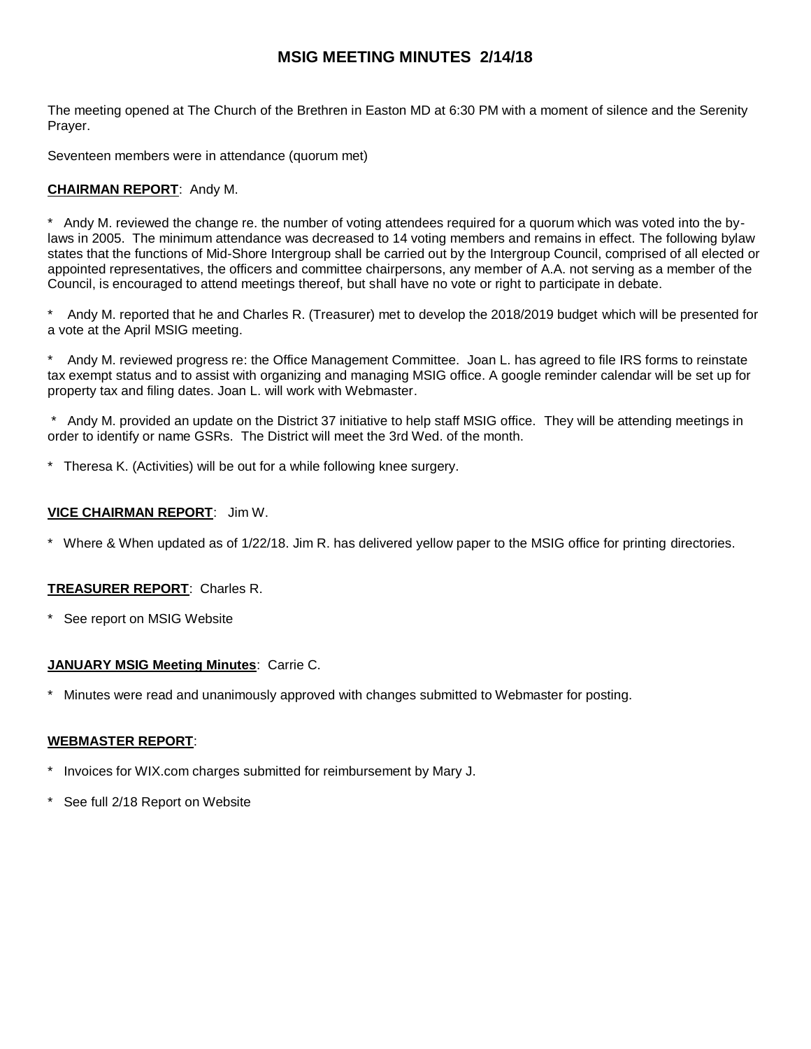# MSIG MEETING MINUTES 2/14/18

The meeting opened at The Church of the Brethren in Easton MD at 6:30 PM with a moment of silence and the Serenity Prayer.

Seventeen members were in attendance (quorum met)

**CHAIRMAN REPORT**: Andy M.

* Andy M. reviewed the change re. the number of voting attendees required for a quorum which was voted into the by-laws in 2005. The minimum attendance was decreased to 14 voting members and remains in effect. The following bylaw states that the functions of Mid-Shore Intergroup shall be carried out by the Intergroup Council, comprised of all elected or appointed representatives, the officers and committee chairpersons, any member of A.A. not serving as a member of the Council, is encouraged to attend meetings thereof, but shall have no vote or right to participate in debate.

* Andy M. reported that he and Charles R. (Treasurer) met to develop the 2018/2019 budget which will be presented for a vote at the April MSIG meeting.

* Andy M. reviewed progress re: the Office Management Committee. Joan L. has agreed to file IRS forms to reinstate tax exempt status and to assist with organizing and managing MSIG office. A google reminder calendar will be set up for property tax and filing dates. Joan L. will work with Webmaster.

* Andy M. provided an update on the District 37 initiative to help staff MSIG office. They will be attending meetings in order to identify or name GSRs. The District will meet the 3rd Wed. of the month.

* Theresa K. (Activities) will be out for a while following knee surgery.

**VICE CHAIRMAN REPORT**: Jim W.

* Where & When updated as of 1/22/18. Jim R. has delivered yellow paper to the MSIG office for printing directories.

**TREASURER REPORT**: Charles R.

* See report on MSIG Website

**JANUARY MSIG Meeting Minutes**: Carrie C.

* Minutes were read and unanimously approved with changes submitted to Webmaster for posting.

**WEBMASTER REPORT**:

* Invoices for WIX.com charges submitted for reimbursement by Mary J.

* See full 2/18 Report on Website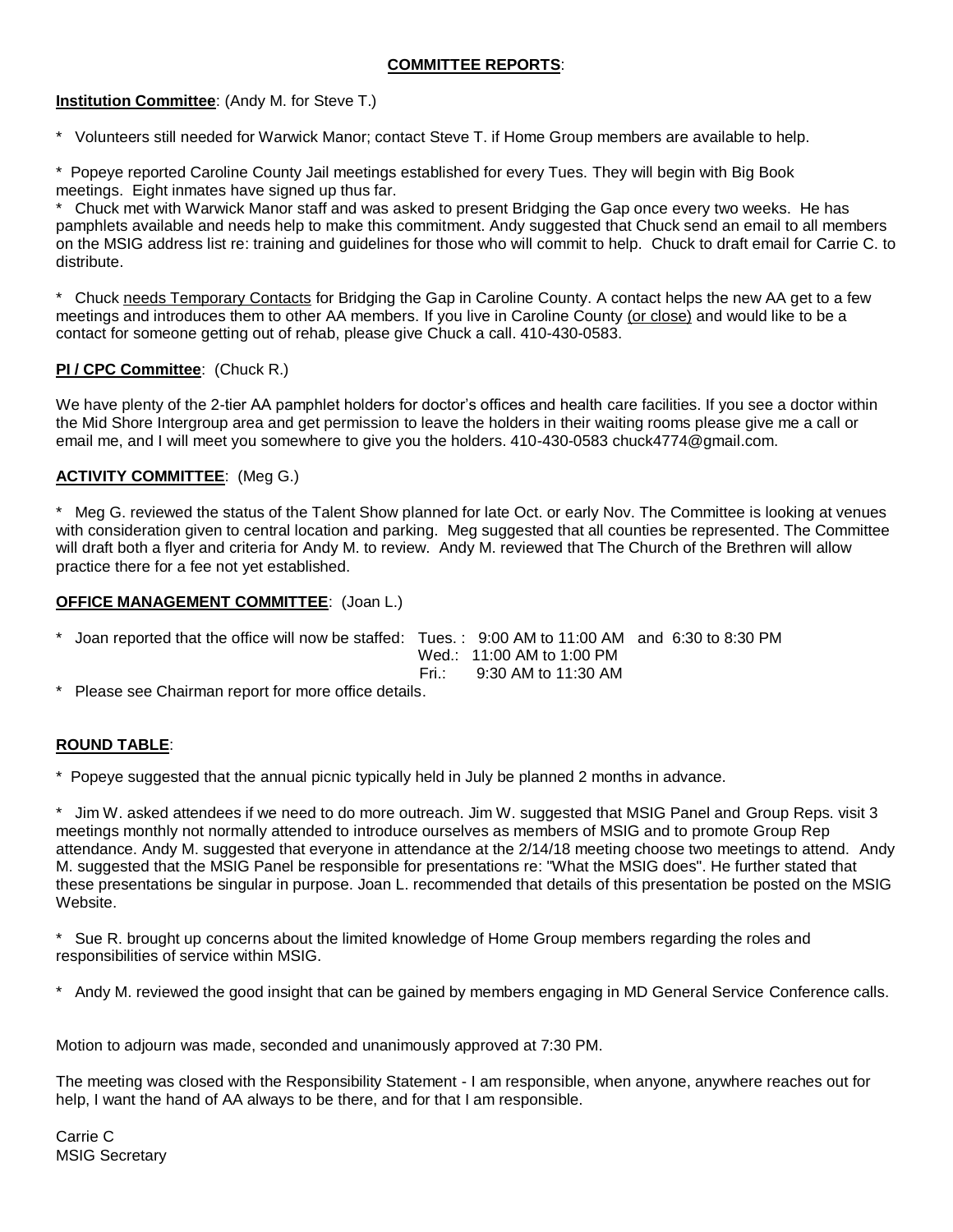## COMMITTEE REPORTS:

**Institution Committee**: (Andy M. for Steve T.)

* Volunteers still needed for Warwick Manor; contact Steve T. if Home Group members are available to help.

* Popeye reported Caroline County Jail meetings established for every Tues. They will begin with Big Book meetings. Eight inmates have signed up thus far.

* Chuck met with Warwick Manor staff and was asked to present Bridging the Gap once every two weeks. He has pamphlets available and needs help to make this commitment. Andy suggested that Chuck send an email to all members on the MSIG address list re: training and guidelines for those who will commit to help. Chuck to draft email for Carrie C. to distribute.

* Chuck needs Temporary Contacts for Bridging the Gap in Caroline County. A contact helps the new AA get to a few meetings and introduces them to other AA members. If you live in Caroline County (or close) and would like to be a contact for someone getting out of rehab, please give Chuck a call. 410-430-0583.

**PI / CPC Committee**: (Chuck R.)

We have plenty of the 2-tier AA pamphlet holders for doctor's offices and health care facilities. If you see a doctor within the Mid Shore Intergroup area and get permission to leave the holders in their waiting rooms please give me a call or email me, and I will meet you somewhere to give you the holders. 410-430-0583 chuck4774@gmail.com.

**ACTIVITY COMMITTEE**: (Meg G.)

* Meg G. reviewed the status of the Talent Show planned for late Oct. or early Nov. The Committee is looking at venues with consideration given to central location and parking. Meg suggested that all counties be represented. The Committee will draft both a flyer and criteria for Andy M. to review. Andy M. reviewed that The Church of the Brethren will allow practice there for a fee not yet established.

**OFFICE MANAGEMENT COMMITTEE**: (Joan L.)

* Joan reported that the office will now be staffed: Tues. : 9:00 AM to 11:00 AM and 6:30 to 8:30 PM
  Wed.: 11:00 AM to 1:00 PM
  Fri.: 9:30 AM to 11:30 AM

* Please see Chairman report for more office details.

**ROUND TABLE**:

* Popeye suggested that the annual picnic typically held in July be planned 2 months in advance.

* Jim W. asked attendees if we need to do more outreach. Jim W. suggested that MSIG Panel and Group Reps. visit 3 meetings monthly not normally attended to introduce ourselves as members of MSIG and to promote Group Rep attendance. Andy M. suggested that everyone in attendance at the 2/14/18 meeting choose two meetings to attend. Andy M. suggested that the MSIG Panel be responsible for presentations re: "What the MSIG does". He further stated that these presentations be singular in purpose. Joan L. recommended that details of this presentation be posted on the MSIG Website.

* Sue R. brought up concerns about the limited knowledge of Home Group members regarding the roles and responsibilities of service within MSIG.

* Andy M. reviewed the good insight that can be gained by members engaging in MD General Service Conference calls.

Motion to adjourn was made, seconded and unanimously approved at 7:30 PM.

The meeting was closed with the Responsibility Statement - I am responsible, when anyone, anywhere reaches out for help, I want the hand of AA always to be there, and for that I am responsible.

Carrie C
MSIG Secretary